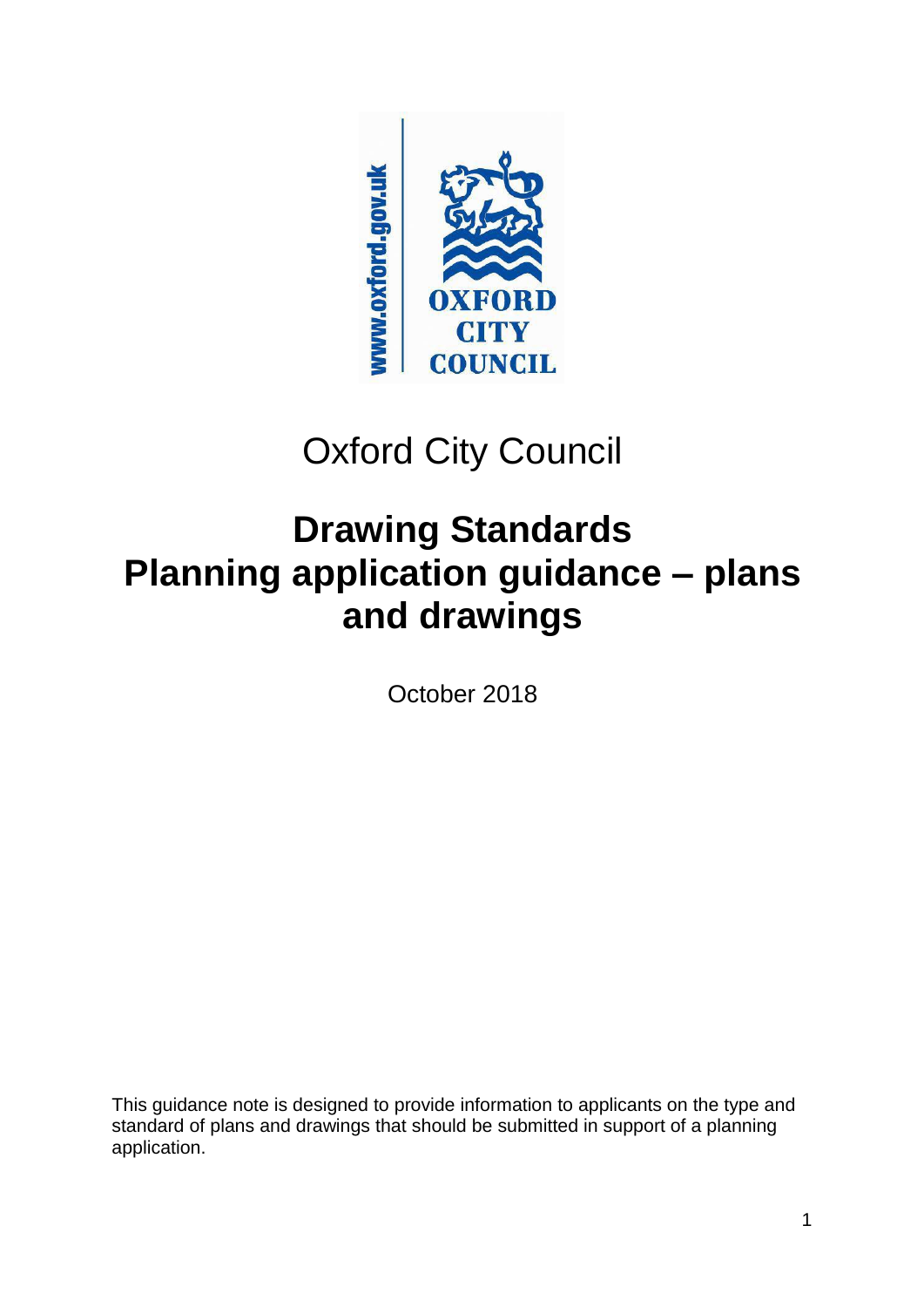Oxford City Council

# Drawing Standards
# Planning application guidance – plans and drawings

October 2018

This guidance note is designed to provide information to applicants on the type and standard of plans and drawings that should be submitted in support of a planning application.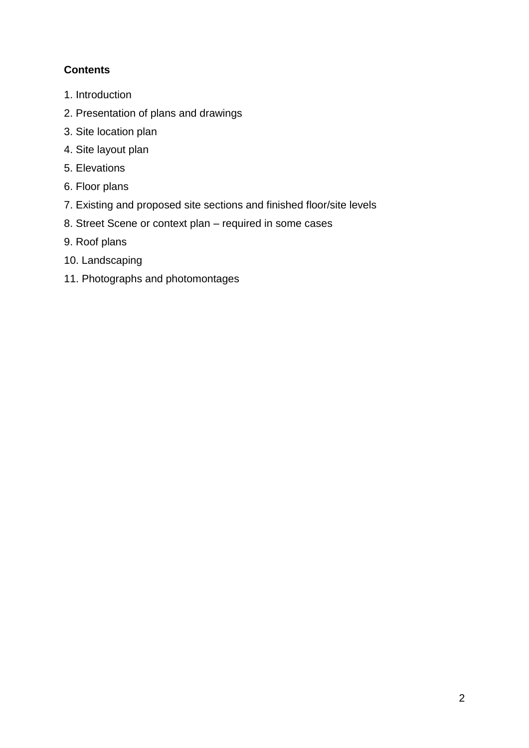**Contents**

1. Introduction
2. Presentation of plans and drawings
3. Site location plan
4. Site layout plan
5. Elevations
6. Floor plans
7. Existing and proposed site sections and finished floor/site levels
8. Street Scene or context plan – required in some cases
9. Roof plans
10. Landscaping
11. Photographs and photomontages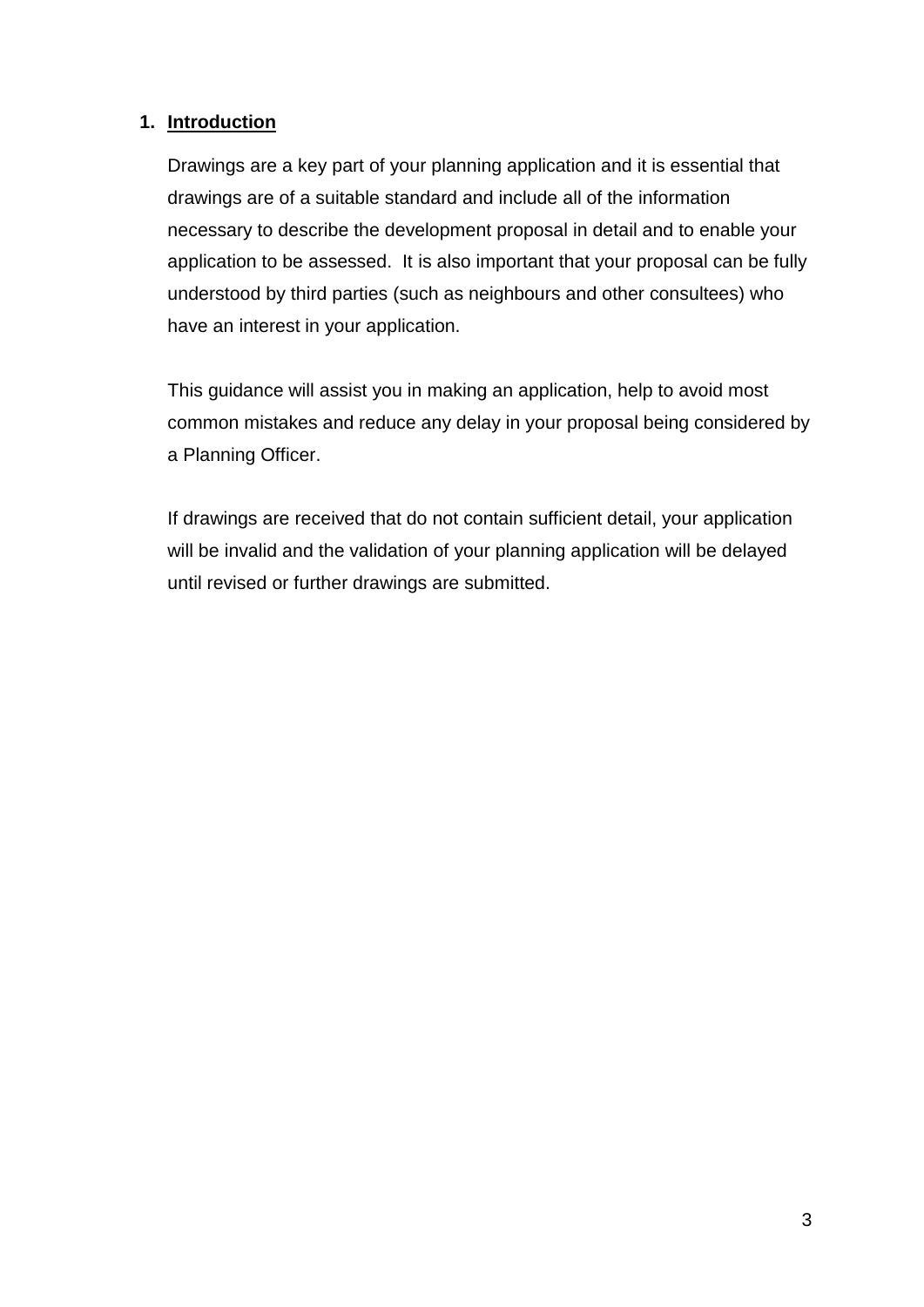## 1. Introduction

Drawings are a key part of your planning application and it is essential that drawings are of a suitable standard and include all of the information necessary to describe the development proposal in detail and to enable your application to be assessed. It is also important that your proposal can be fully understood by third parties (such as neighbours and other consultees) who have an interest in your application.

This guidance will assist you in making an application, help to avoid most common mistakes and reduce any delay in your proposal being considered by a Planning Officer.

If drawings are received that do not contain sufficient detail, your application will be invalid and the validation of your planning application will be delayed until revised or further drawings are submitted.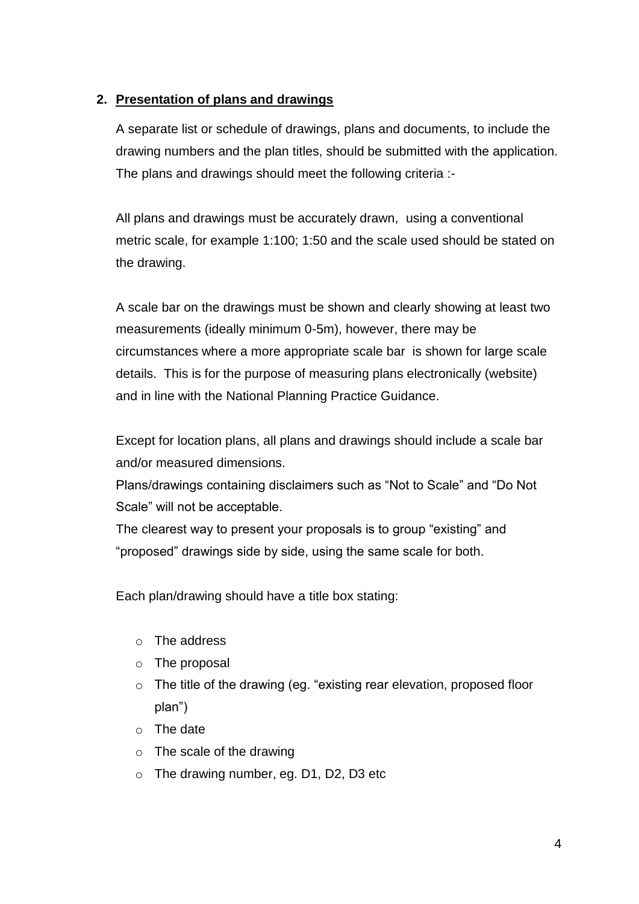## 2. Presentation of plans and drawings

A separate list or schedule of drawings, plans and documents, to include the drawing numbers and the plan titles, should be submitted with the application. The plans and drawings should meet the following criteria :-

All plans and drawings must be accurately drawn, using a conventional metric scale, for example 1:100; 1:50 and the scale used should be stated on the drawing.

A scale bar on the drawings must be shown and clearly showing at least two measurements (ideally minimum 0-5m), however, there may be circumstances where a more appropriate scale bar is shown for large scale details. This is for the purpose of measuring plans electronically (website) and in line with the National Planning Practice Guidance.

Except for location plans, all plans and drawings should include a scale bar and/or measured dimensions.

Plans/drawings containing disclaimers such as “Not to Scale” and “Do Not Scale” will not be acceptable.

The clearest way to present your proposals is to group “existing” and “proposed” drawings side by side, using the same scale for both.

Each plan/drawing should have a title box stating:

- The address
- The proposal
- The title of the drawing (eg. “existing rear elevation, proposed floor plan”)
- The date
- The scale of the drawing
- The drawing number, eg. D1, D2, D3 etc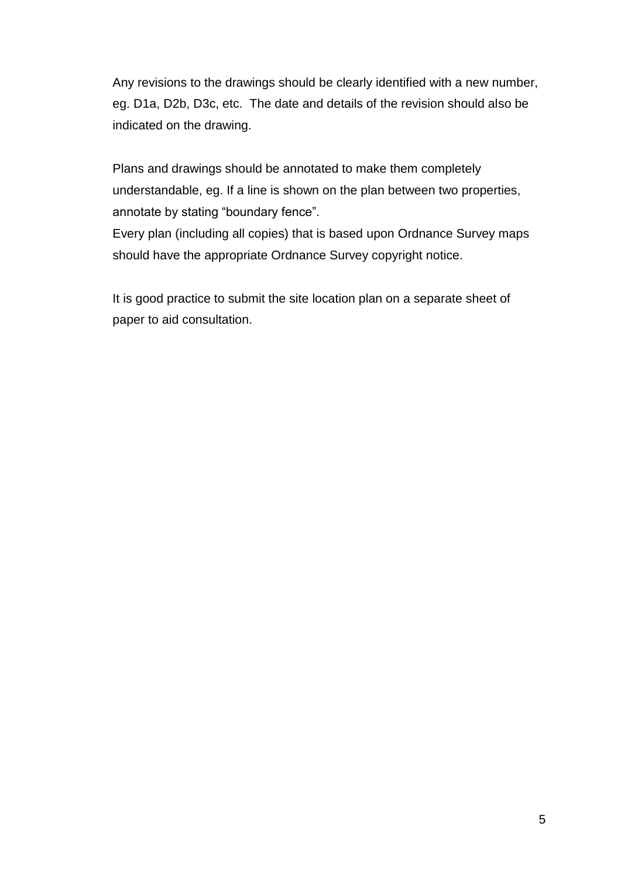Any revisions to the drawings should be clearly identified with a new number, eg. D1a, D2b, D3c, etc.  The date and details of the revision should also be indicated on the drawing.

Plans and drawings should be annotated to make them completely understandable, eg. If a line is shown on the plan between two properties, annotate by stating “boundary fence”.
Every plan (including all copies) that is based upon Ordnance Survey maps should have the appropriate Ordnance Survey copyright notice.

It is good practice to submit the site location plan on a separate sheet of paper to aid consultation.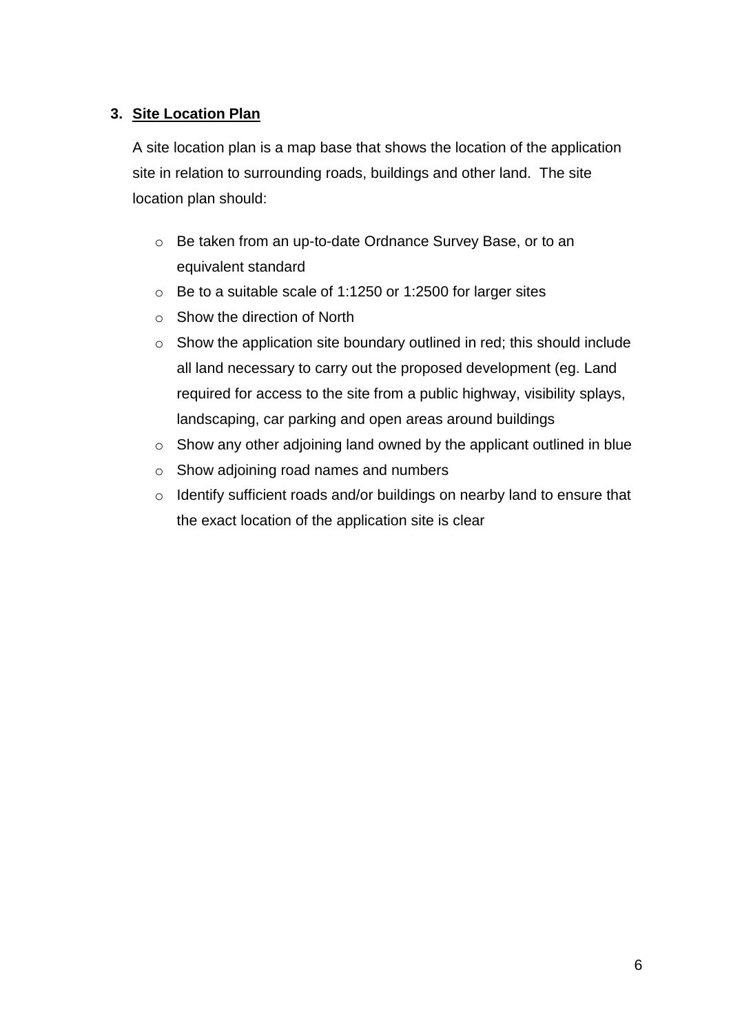### 3. <u>Site Location Plan</u>

A site location plan is a map base that shows the location of the application site in relation to surrounding roads, buildings and other land. The site location plan should:

- Be taken from an up-to-date Ordnance Survey Base, or to an equivalent standard
- Be to a suitable scale of 1:1250 or 1:2500 for larger sites
- Show the direction of North
- Show the application site boundary outlined in red; this should include all land necessary to carry out the proposed development (eg. Land required for access to the site from a public highway, visibility splays, landscaping, car parking and open areas around buildings
- Show any other adjoining land owned by the applicant outlined in blue
- Show adjoining road names and numbers
- Identify sufficient roads and/or buildings on nearby land to ensure that the exact location of the application site is clear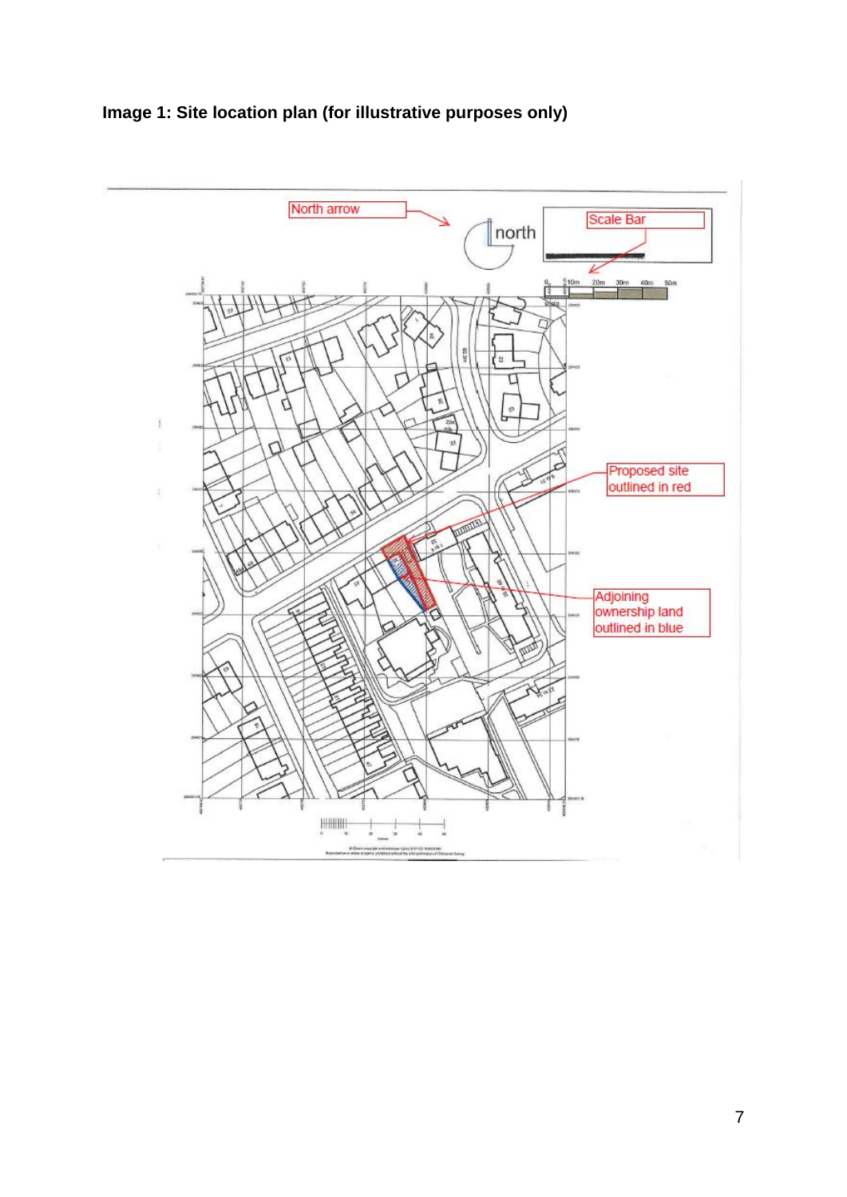**Image 1: Site location plan (for illustrative purposes only)**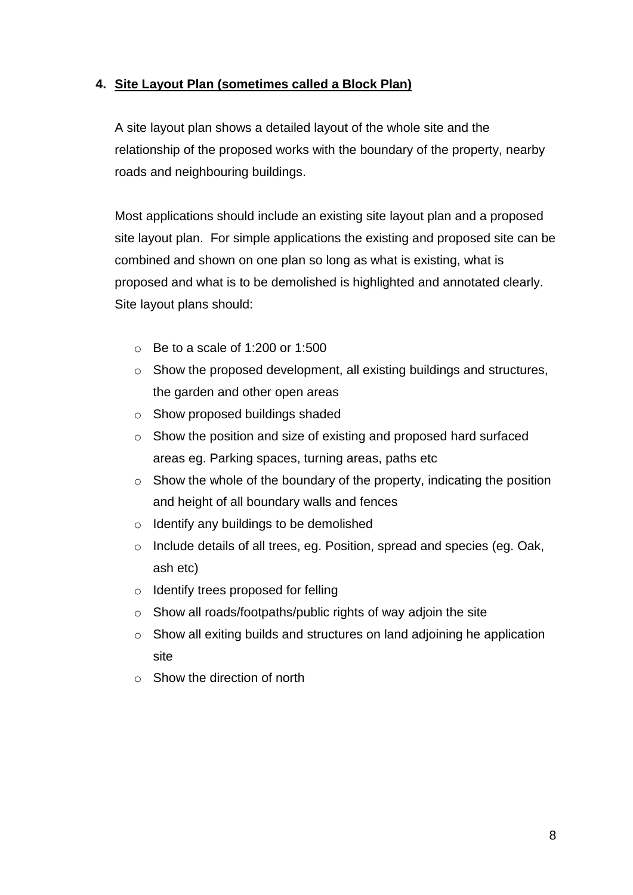## 4. <u>Site Layout Plan (sometimes called a Block Plan)</u>

A site layout plan shows a detailed layout of the whole site and the relationship of the proposed works with the boundary of the property, nearby roads and neighbouring buildings.

Most applications should include an existing site layout plan and a proposed site layout plan. For simple applications the existing and proposed site can be combined and shown on one plan so long as what is existing, what is proposed and what is to be demolished is highlighted and annotated clearly. Site layout plans should:

- Be to a scale of 1:200 or 1:500
- Show the proposed development, all existing buildings and structures, the garden and other open areas
- Show proposed buildings shaded
- Show the position and size of existing and proposed hard surfaced areas eg. Parking spaces, turning areas, paths etc
- Show the whole of the boundary of the property, indicating the position and height of all boundary walls and fences
- Identify any buildings to be demolished
- Include details of all trees, eg. Position, spread and species (eg. Oak, ash etc)
- Identify trees proposed for felling
- Show all roads/footpaths/public rights of way adjoin the site
- Show all exiting builds and structures on land adjoining he application site
- Show the direction of north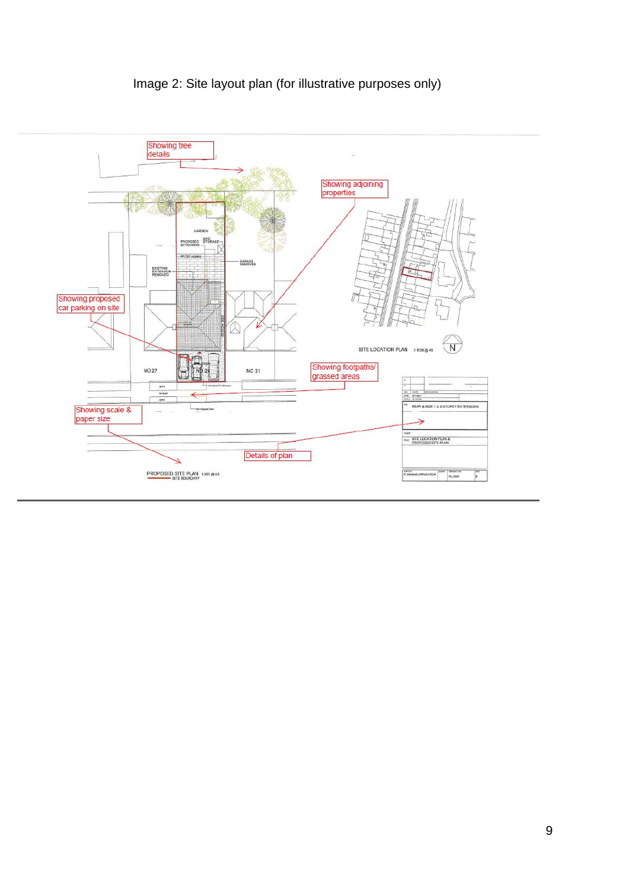Image 2: Site layout plan (for illustrative purposes only)

Showing tree details

Showing adjoining properties

Showing proposed car parking on site

Showing footpaths/ grassed areas

Showing scale & paper size

Details of plan

GARDEN

PROPOSED EXTENSION

BIKE STORAGE

PATIO

GARAGE REMOVED

EXISTING EXTENSION REMOVED

NO 27

NO 29

NO 31

SITE LOCATION PLAN 1:1250 @ A3

N

PROPOSED SITE PLAN 1:200 @ A3

SITE BOUNDARY

REAR & SIDE 1 & 2-STOREY EXTENSIONS

SITE LOCATION PLAN & PROPOSED SITE PLAN

PLANNING APPLICATION

PL-000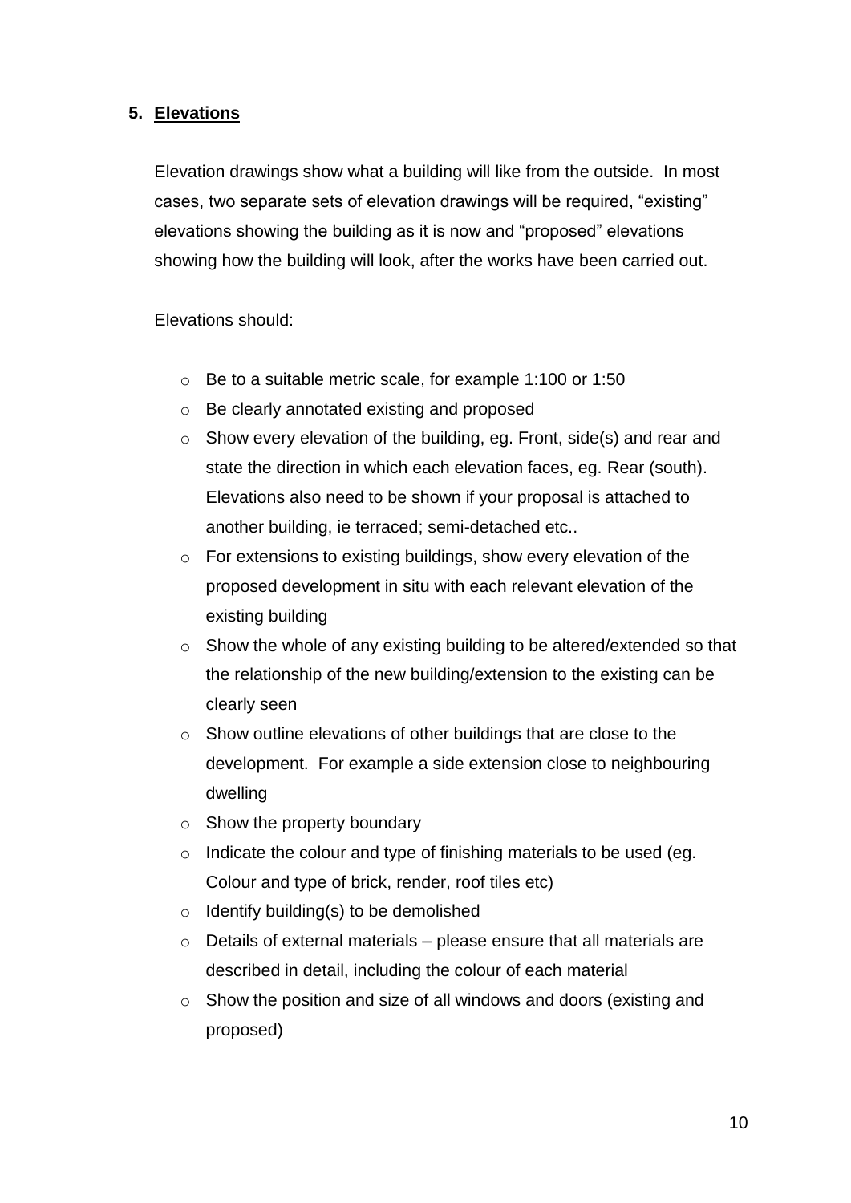## 5. Elevations

Elevation drawings show what a building will like from the outside. In most cases, two separate sets of elevation drawings will be required, "existing" elevations showing the building as it is now and "proposed" elevations showing how the building will look, after the works have been carried out.

Elevations should:

- Be to a suitable metric scale, for example 1:100 or 1:50
- Be clearly annotated existing and proposed
- Show every elevation of the building, eg. Front, side(s) and rear and state the direction in which each elevation faces, eg. Rear (south). Elevations also need to be shown if your proposal is attached to another building, ie terraced; semi-detached etc..
- For extensions to existing buildings, show every elevation of the proposed development in situ with each relevant elevation of the existing building
- Show the whole of any existing building to be altered/extended so that the relationship of the new building/extension to the existing can be clearly seen
- Show outline elevations of other buildings that are close to the development. For example a side extension close to neighbouring dwelling
- Show the property boundary
- Indicate the colour and type of finishing materials to be used (eg. Colour and type of brick, render, roof tiles etc)
- Identify building(s) to be demolished
- Details of external materials – please ensure that all materials are described in detail, including the colour of each material
- Show the position and size of all windows and doors (existing and proposed)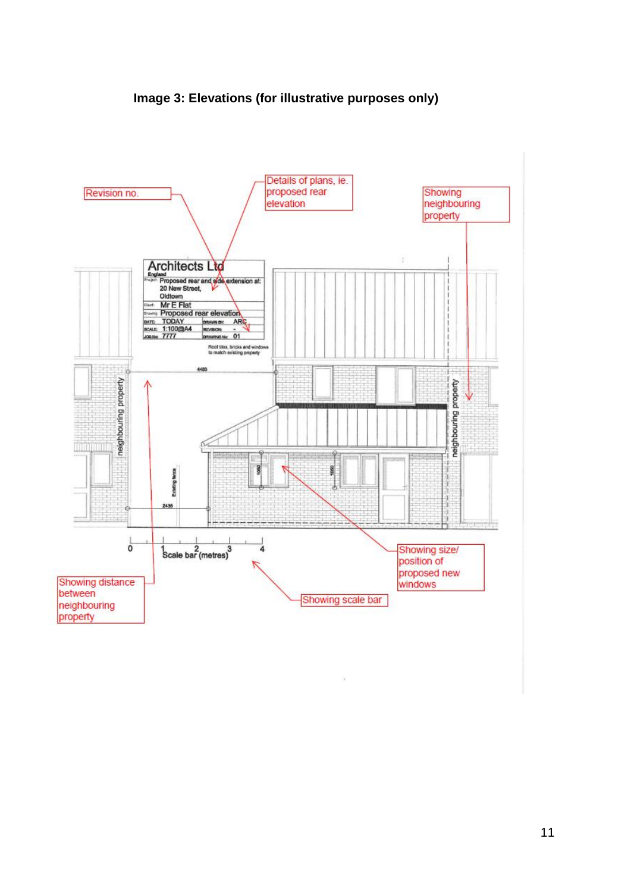**Image 3: Elevations (for illustrative purposes only)**

Revision no.

Details of plans, ie. proposed rear elevation

Showing neighbouring property

Architects Ltd
England

Project: Proposed rear and side extension at: 20 New Street, Oldtown

Client: Mr E Flat

Drawing: Proposed rear elevation

DATE: TODAY | DRAWN BY: ARC
SCALE: 1:100@A4 | REVISION: -
JOB No: 7777 | DRAWING No: 01

Roof tiles, bricks and windows to match existing property

4483

neighbouring property

Existing fence

2435

1050

1050

neighbouring property

0 1 2 3 4
Scale bar (metres)

Showing distance between neighbouring property

Showing scale bar

Showing size/ position of proposed new windows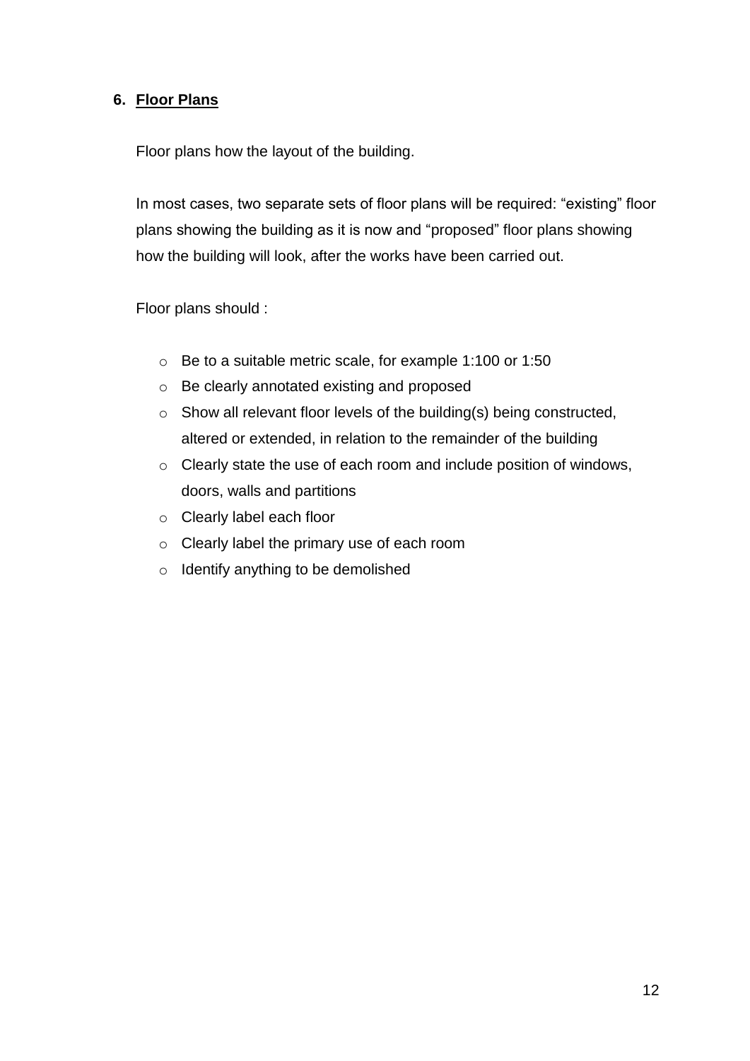## 6. Floor Plans

Floor plans how the layout of the building.

In most cases, two separate sets of floor plans will be required: “existing” floor plans showing the building as it is now and “proposed” floor plans showing how the building will look, after the works have been carried out.

Floor plans should :

- Be to a suitable metric scale, for example 1:100 or 1:50
- Be clearly annotated existing and proposed
- Show all relevant floor levels of the building(s) being constructed, altered or extended, in relation to the remainder of the building
- Clearly state the use of each room and include position of windows, doors, walls and partitions
- Clearly label each floor
- Clearly label the primary use of each room
- Identify anything to be demolished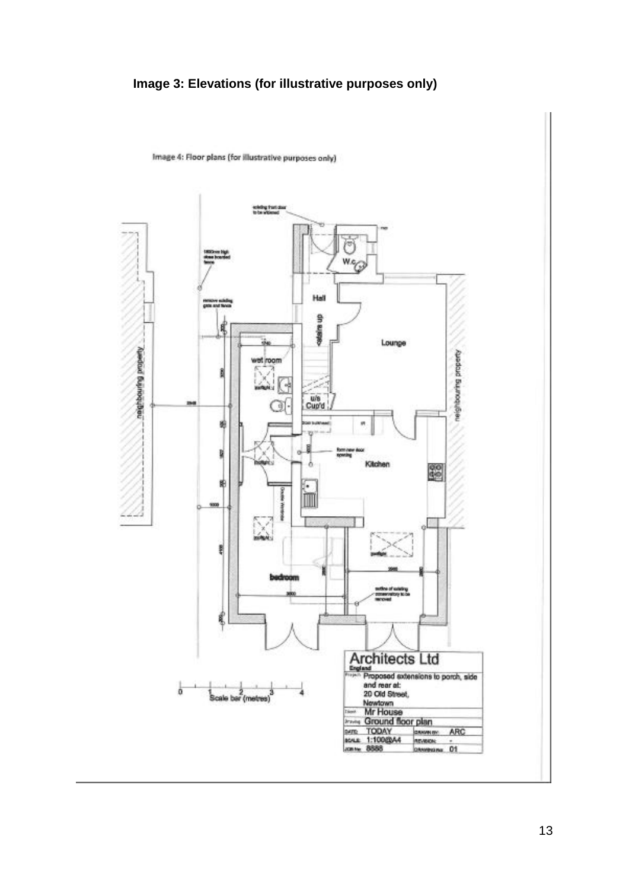**Image 3: Elevations (for illustrative purposes only)**

Image 4: Floor plans (for illustrative purposes only)

existing front door to be widened

1800mm high close boarded fence

remove existing gate and fence

W.c

Hall

stairs up

Lounge

wet room

rooflight

u/s Cup'd

neighbouring property

neighbouring property

form new door opening

Kitchen

bedroom

rooflight

outline of existing conservatory to be removed

Scale bar (metres)

| Architects Ltd | |
|---|---|
| England | |
| Project | Proposed extensions to porch, side and rear at: 20 Old Street, Newtown |
| Client | Mr House |
| Drawing | Ground floor plan |
| DATE: TODAY | DRAWN BY: ARC |
| SCALE: 1:100@A4 | REVISION: - |
| JOB No: 8888 | DRAWING No: 01 |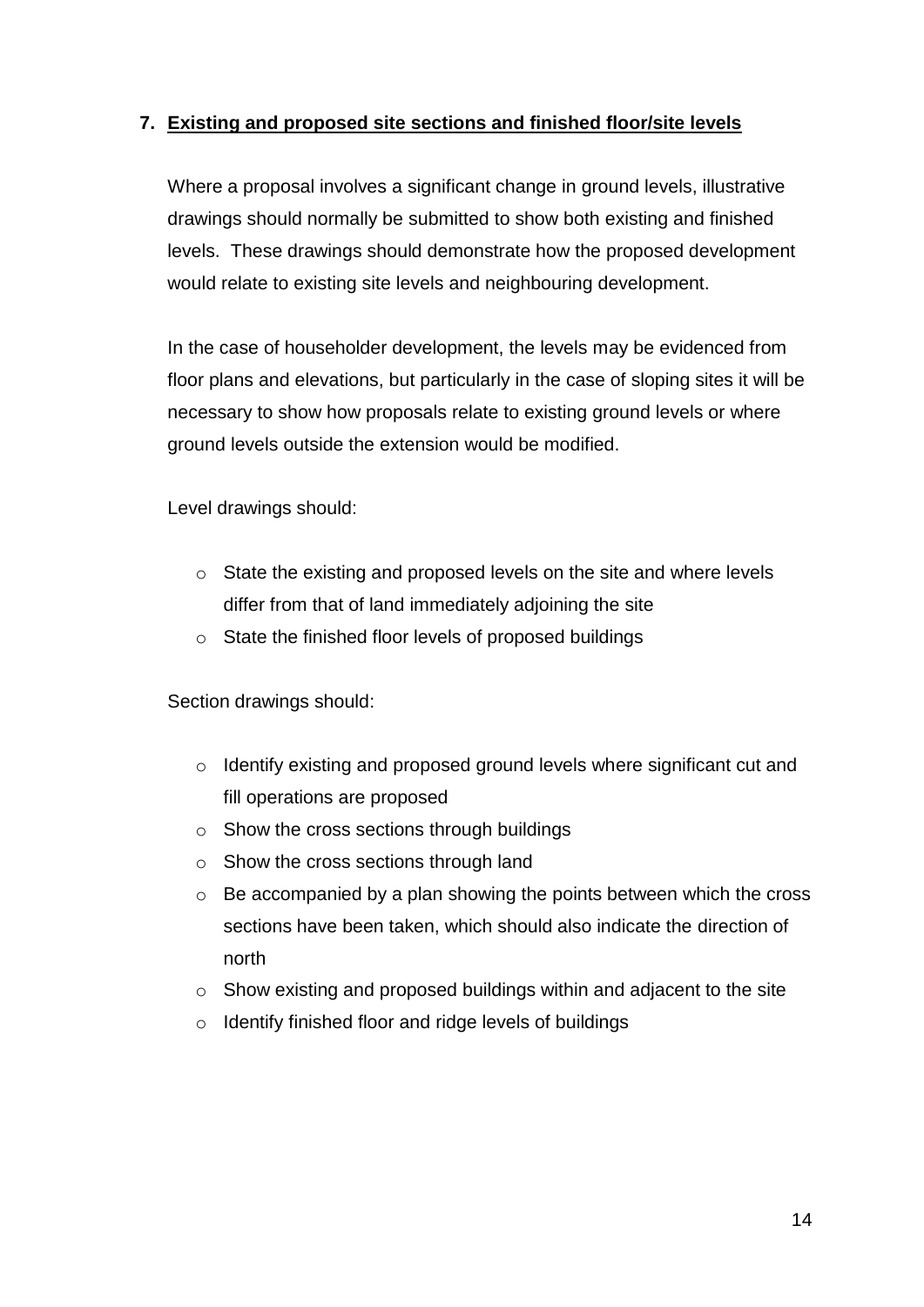## 7. Existing and proposed site sections and finished floor/site levels

Where a proposal involves a significant change in ground levels, illustrative drawings should normally be submitted to show both existing and finished levels. These drawings should demonstrate how the proposed development would relate to existing site levels and neighbouring development.

In the case of householder development, the levels may be evidenced from floor plans and elevations, but particularly in the case of sloping sites it will be necessary to show how proposals relate to existing ground levels or where ground levels outside the extension would be modified.

Level drawings should:

- State the existing and proposed levels on the site and where levels differ from that of land immediately adjoining the site
- State the finished floor levels of proposed buildings

Section drawings should:

- Identify existing and proposed ground levels where significant cut and fill operations are proposed
- Show the cross sections through buildings
- Show the cross sections through land
- Be accompanied by a plan showing the points between which the cross sections have been taken, which should also indicate the direction of north
- Show existing and proposed buildings within and adjacent to the site
- Identify finished floor and ridge levels of buildings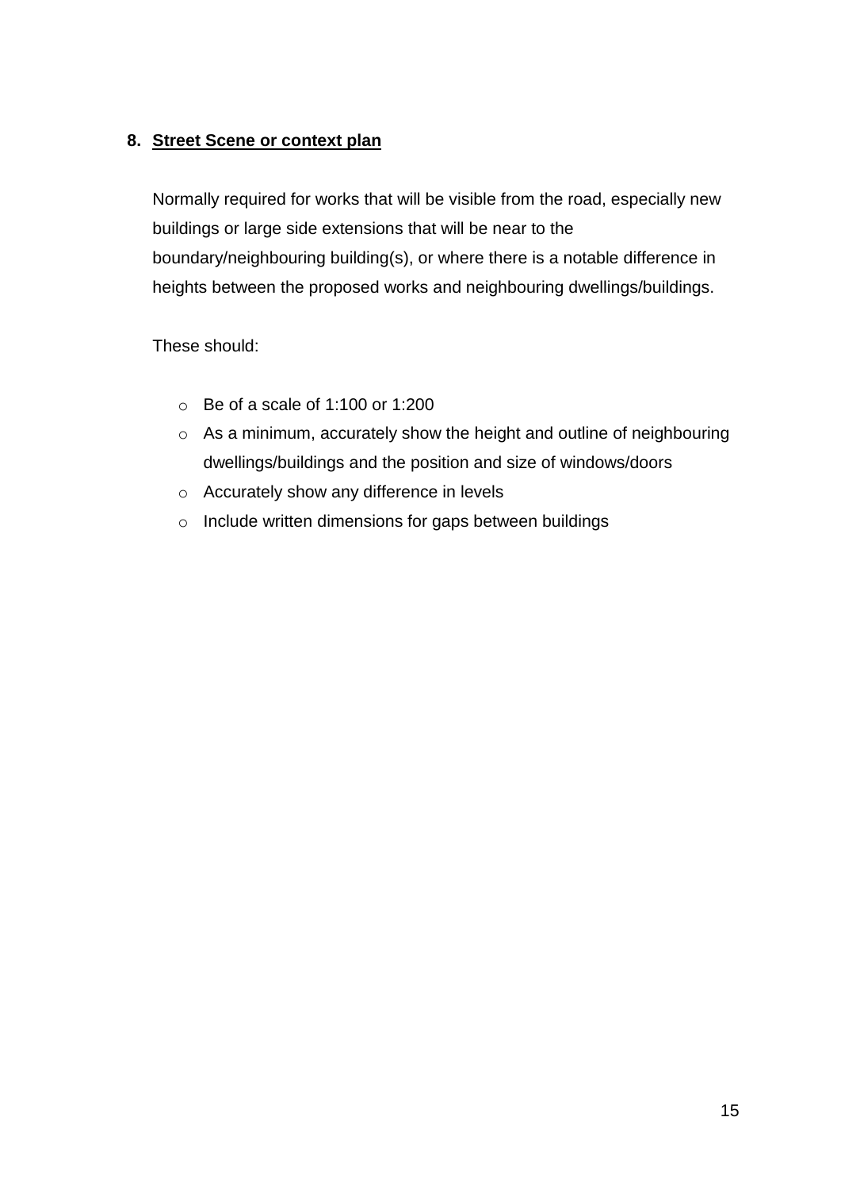## 8. Street Scene or context plan

Normally required for works that will be visible from the road, especially new buildings or large side extensions that will be near to the boundary/neighbouring building(s), or where there is a notable difference in heights between the proposed works and neighbouring dwellings/buildings.

These should:

- Be of a scale of 1:100 or 1:200
- As a minimum, accurately show the height and outline of neighbouring dwellings/buildings and the position and size of windows/doors
- Accurately show any difference in levels
- Include written dimensions for gaps between buildings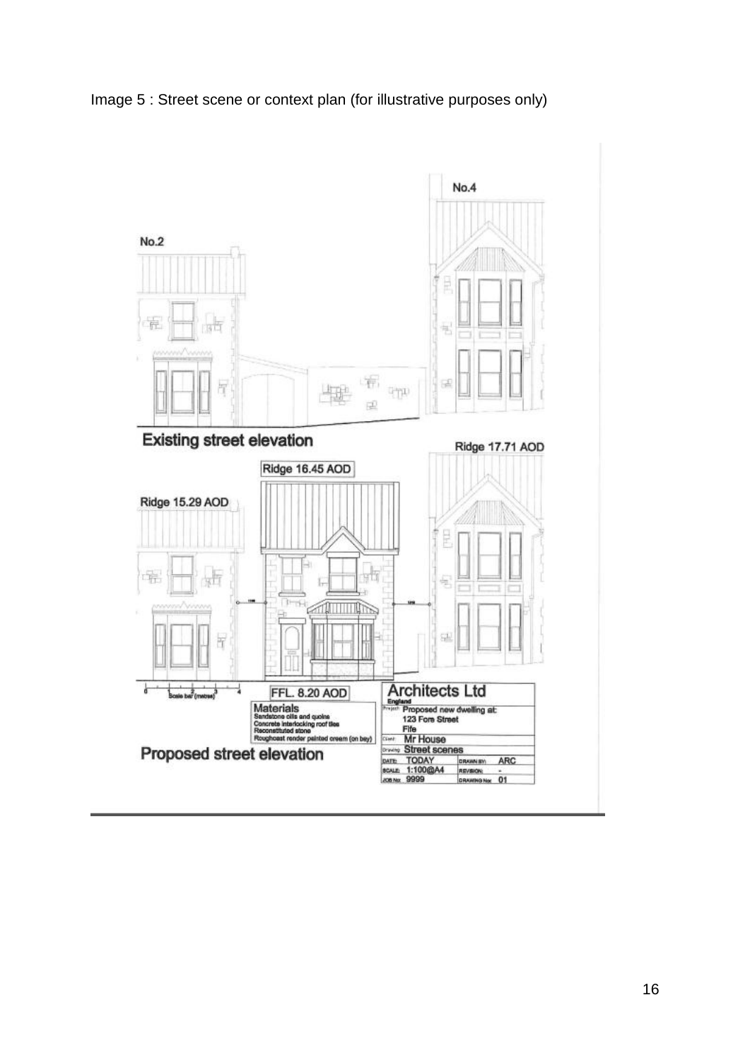Image 5 : Street scene or context plan (for illustrative purposes only)

No.2

No.4

Existing street elevation

Ridge 17.71 AOD

Ridge 16.45 AOD

Ridge 15.29 AOD

Scale bar (metres)

FFL. 8.20 AOD

Materials
Sandstone cills and quoins
Concrete interlocking roof tiles
Reconstituted stone
Roughcast render painted cream (on bay)

Architects Ltd
England
Project: Proposed new dwelling at: 123 Fore Street Fife
Client: Mr House
Drawing: Street scenes
DATE: TODAY
DRAWN BY: ARC
SCALE: 1:100@A4
REVISION: -
JOB No: 9999
DRAWING No: 01

Proposed street elevation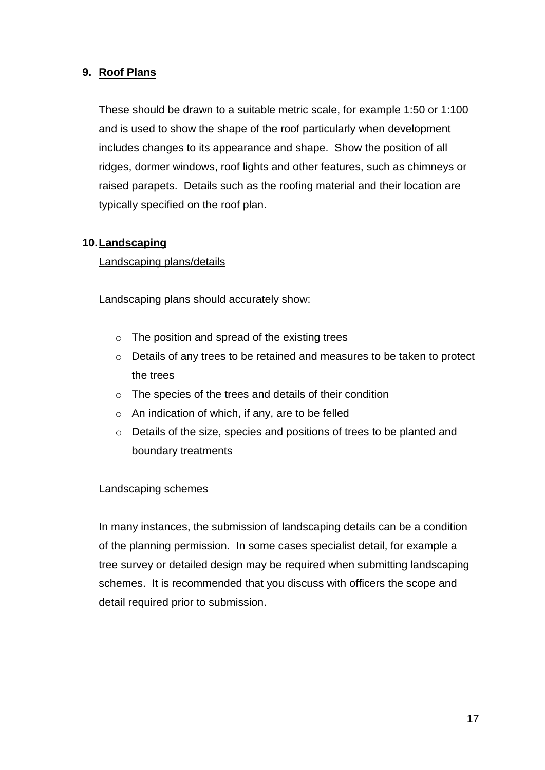## 9. Roof Plans

These should be drawn to a suitable metric scale, for example 1:50 or 1:100 and is used to show the shape of the roof particularly when development includes changes to its appearance and shape. Show the position of all ridges, dormer windows, roof lights and other features, such as chimneys or raised parapets. Details such as the roofing material and their location are typically specified on the roof plan.

## 10. Landscaping

Landscaping plans/details

Landscaping plans should accurately show:

- The position and spread of the existing trees
- Details of any trees to be retained and measures to be taken to protect the trees
- The species of the trees and details of their condition
- An indication of which, if any, are to be felled
- Details of the size, species and positions of trees to be planted and boundary treatments

Landscaping schemes

In many instances, the submission of landscaping details can be a condition of the planning permission. In some cases specialist detail, for example a tree survey or detailed design may be required when submitting landscaping schemes. It is recommended that you discuss with officers the scope and detail required prior to submission.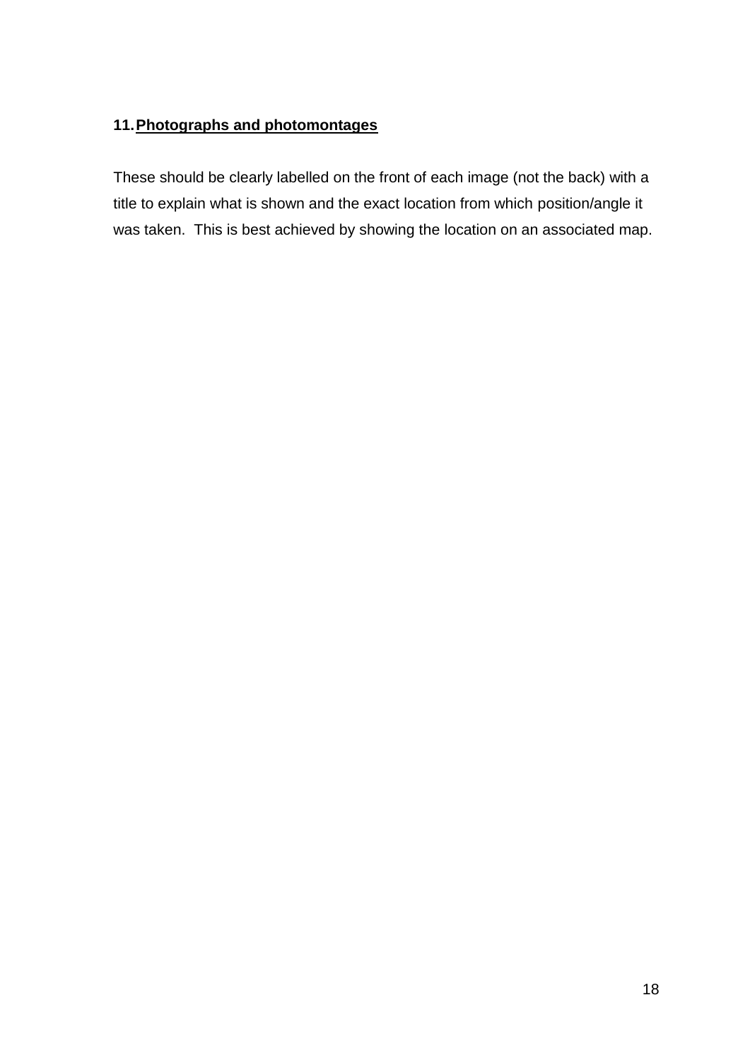## 11. Photographs and photomontages

These should be clearly labelled on the front of each image (not the back) with a title to explain what is shown and the exact location from which position/angle it was taken.  This is best achieved by showing the location on an associated map.